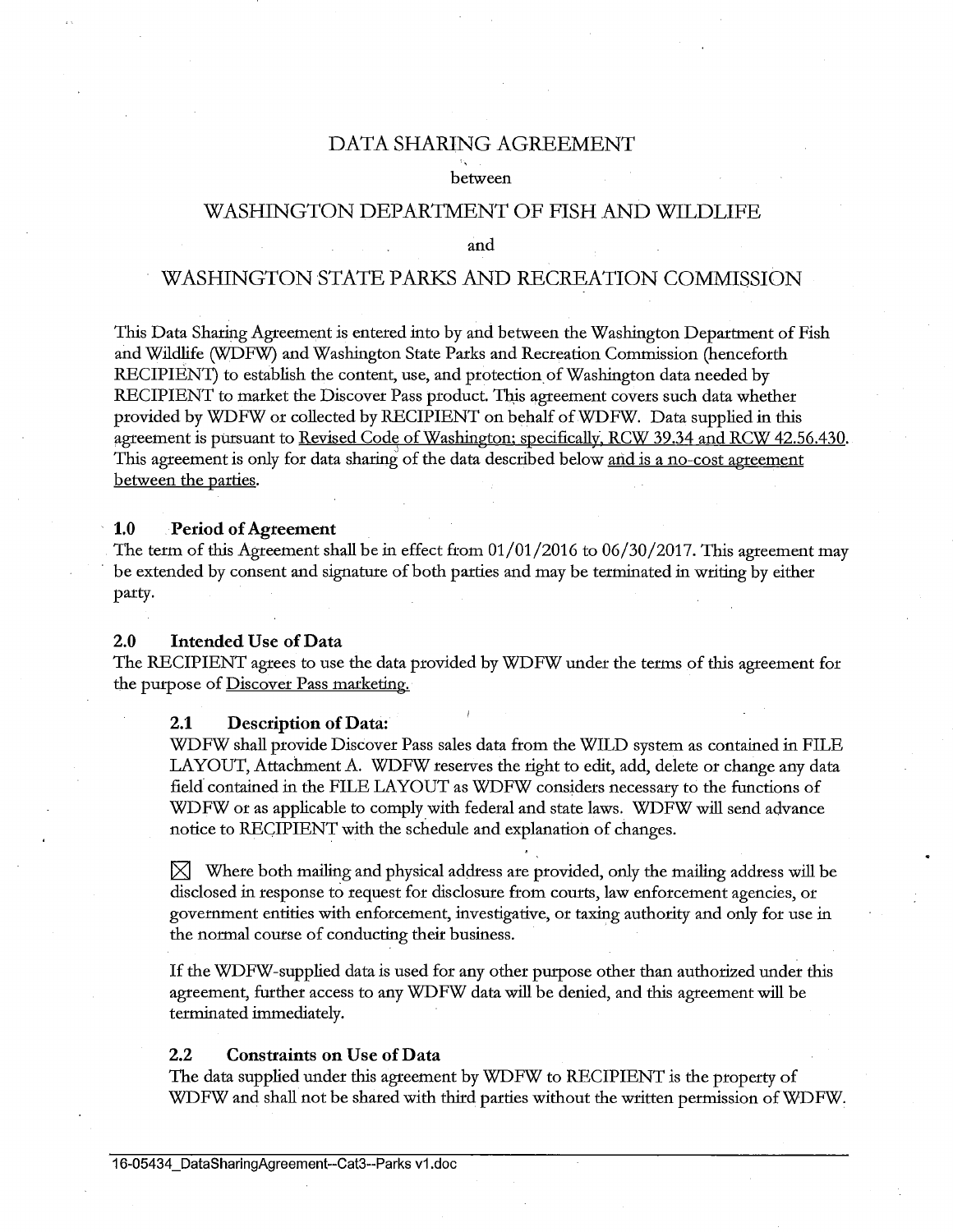# DATA SHARING AGREEMENT

between

## WASHINGTON DEPARTMENT OF FISH AND WILDLIFE

and

## WASHINGTON STATE PARKS AND RECREATION COMMISSION

This Data Sharing Agreement is entered into by and between the Washington Department of Fish and Wildlife (WDFW) and Washington State Parks and Recreation Commission (henceforth RECIPIENT) to establish the content, use, and protection of Washington data needed by RECIPIENT to market the Discover Pass product. This agreement covers such data whether provided by WDFW or collected by RECIPIENT on behalf of WDFW. Data supplied in this agreement is pursuant to Revised Code of Washington; specifically, RCW 39.34 and RCW 42.56.430. This agreement is only for data sharing of the data described below and is a no-cost agreement between the parties.

### 1.0 Period of Agreement

The term of this Agreement shall be in effect from 01/01/2016 to 06/30/2017. This agreement may be extended by consent and signature of both parties and may be terminated in writing by either party.

### 2.0 Intended Use of Data

The RECIPIENT agrees to use the data provided by WDFW under the terms of this agreement for the purpose of Discover Pass marketing.

#### 2.1 Description of Data:

WDFW shall provide Discover Pass sales data from the WILD system as contained in FILE LAYOUT, Attachment A. WDFW reserves the right to edit, add, delete or change any data field contained in the FILE LAYOUT as WDFW considers necessary to the functions of WDFW or as applicable to comply with federal and state laws. WDFW will send advance notice to RECIPIENT with the schedule and explanation of changes.

☒ Where both mailing and physical address are provided, only the mailing address will be disclosed in response to request for disclosure from courts, law enforcement agencies, or government entities with enforcement, investigative, or taxing authority and only for use in the normal course of conducting their business.

If the WDFW-supplied data is used for any other purpose other than authorized under this agreement, further access to any WDFW data will be denied, and this agreement will be terminated immediately.

#### 2.2 Constraints on Use of Data

The data supplied under this agreement by WDFW to RECIPIENT is the property of WDFW and shall not be shared with third parties without the written permission of WDFW.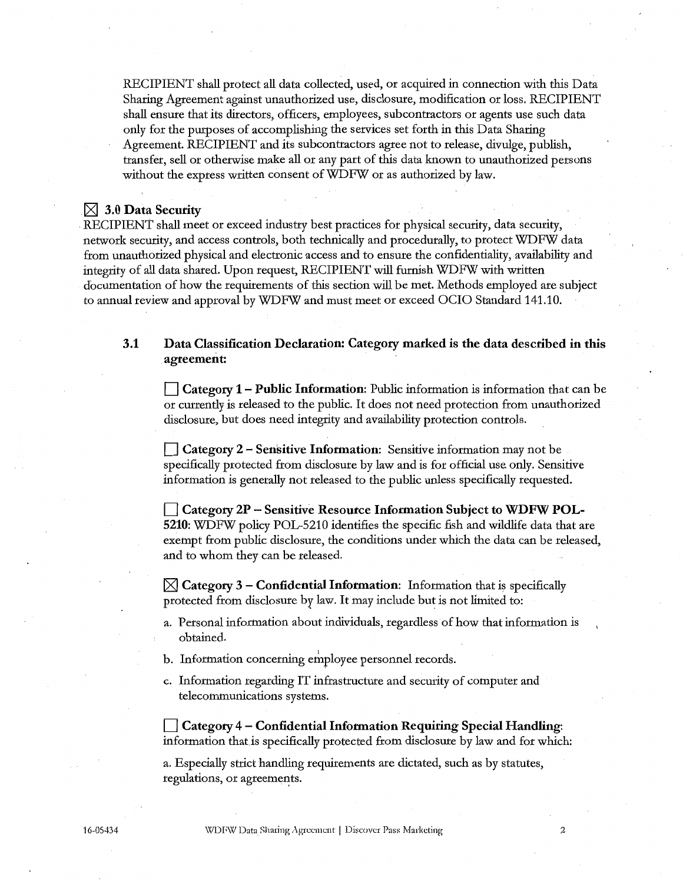RECIPIENT shall protect all data collected, used, or acquired in connection with this Data Sharing Agreement against unauthorized use, disclosure, modification or loss. RECIPIENT shall ensure that its directors, officers, employees, subcontractors or agents use such data only for the purposes of accomplishing the services set forth in this Data Sharing Agreement. RECIPIENT and its subcontractors agree not to release, divulge, publish, transfer, sell or otherwise make all or any part of this data known to unauthorized persons without the express written consent of WDFW or as authorized by law.

## ☒ 3.0 Data Security

RECIPIENT shall meet or exceed industry best practices for physical security, data security, network security, and access controls, both technically and procedurally, to protect WDFW data from unauthorized physical and electronic access and to ensure the confidentiality, availability and integrity of all data shared. Upon request, RECIPIENT will furnish WDFW with written documentation of how the requirements of this section will be met. Methods employed are subject to annual review and approval by WDFW and must meet or exceed OCIO Standard 141.10.

### 3.1 Data Classification Declaration: Category marked is the data described in this agreement:

☐ **Category 1 – Public Information**: Public information is information that can be or currently is released to the public. It does not need protection from unauthorized disclosure, but does need integrity and availability protection controls.

☐ **Category 2 – Sensitive Information**: Sensitive information may not be specifically protected from disclosure by law and is for official use only. Sensitive information is generally not released to the public unless specifically requested.

☐ **Category 2P – Sensitive Resource Information Subject to WDFW POL-5210**: WDFW policy POL-5210 identifies the specific fish and wildlife data that are exempt from public disclosure, the conditions under which the data can be released, and to whom they can be released.

☒ **Category 3 – Confidential Information**: Information that is specifically protected from disclosure by law. It may include but is not limited to:

a. Personal information about individuals, regardless of how that information is obtained.

b. Information concerning employee personnel records.

c. Information regarding IT infrastructure and security of computer and telecommunications systems.

☐ **Category 4 – Confidential Information Requiring Special Handling**: information that is specifically protected from disclosure by law and for which:

a. Especially strict handling requirements are dictated, such as by statutes, regulations, or agreements.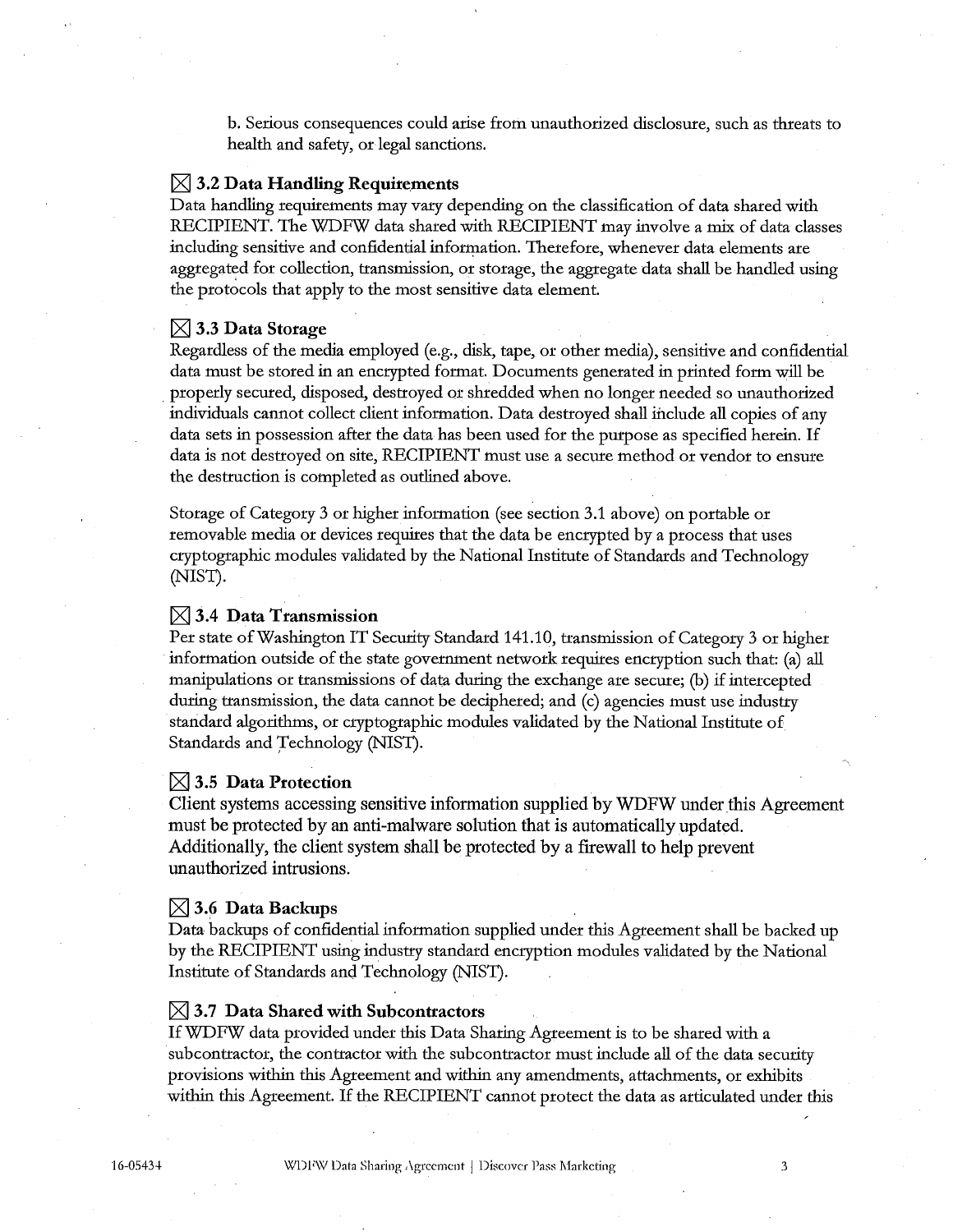b. Serious consequences could arise from unauthorized disclosure, such as threats to health and safety, or legal sanctions.

### ☒ 3.2 Data Handling Requirements

Data handling requirements may vary depending on the classification of data shared with RECIPIENT. The WDFW data shared with RECIPIENT may involve a mix of data classes including sensitive and confidential information. Therefore, whenever data elements are aggregated for collection, transmission, or storage, the aggregate data shall be handled using the protocols that apply to the most sensitive data element.

### ☒ 3.3 Data Storage

Regardless of the media employed (e.g., disk, tape, or other media), sensitive and confidential data must be stored in an encrypted format. Documents generated in printed form will be properly secured, disposed, destroyed or shredded when no longer needed so unauthorized individuals cannot collect client information. Data destroyed shall include all copies of any data sets in possession after the data has been used for the purpose as specified herein. If data is not destroyed on site, RECIPIENT must use a secure method or vendor to ensure the destruction is completed as outlined above.

Storage of Category 3 or higher information (see section 3.1 above) on portable or removable media or devices requires that the data be encrypted by a process that uses cryptographic modules validated by the National Institute of Standards and Technology (NIST).

### ☒ 3.4 Data Transmission

Per state of Washington IT Security Standard 141.10, transmission of Category 3 or higher information outside of the state government network requires encryption such that: (a) all manipulations or transmissions of data during the exchange are secure; (b) if intercepted during transmission, the data cannot be deciphered; and (c) agencies must use industry standard algorithms, or cryptographic modules validated by the National Institute of Standards and Technology (NIST).

### ☒ 3.5 Data Protection

Client systems accessing sensitive information supplied by WDFW under this Agreement must be protected by an anti-malware solution that is automatically updated. Additionally, the client system shall be protected by a firewall to help prevent unauthorized intrusions.

### ☒ 3.6 Data Backups

Data backups of confidential information supplied under this Agreement shall be backed up by the RECIPIENT using industry standard encryption modules validated by the National Institute of Standards and Technology (NIST).

### ☒ 3.7 Data Shared with Subcontractors

If WDFW data provided under this Data Sharing Agreement is to be shared with a subcontractor, the contractor with the subcontractor must include all of the data security provisions within this Agreement and within any amendments, attachments, or exhibits within this Agreement. If the RECIPIENT cannot protect the data as articulated under this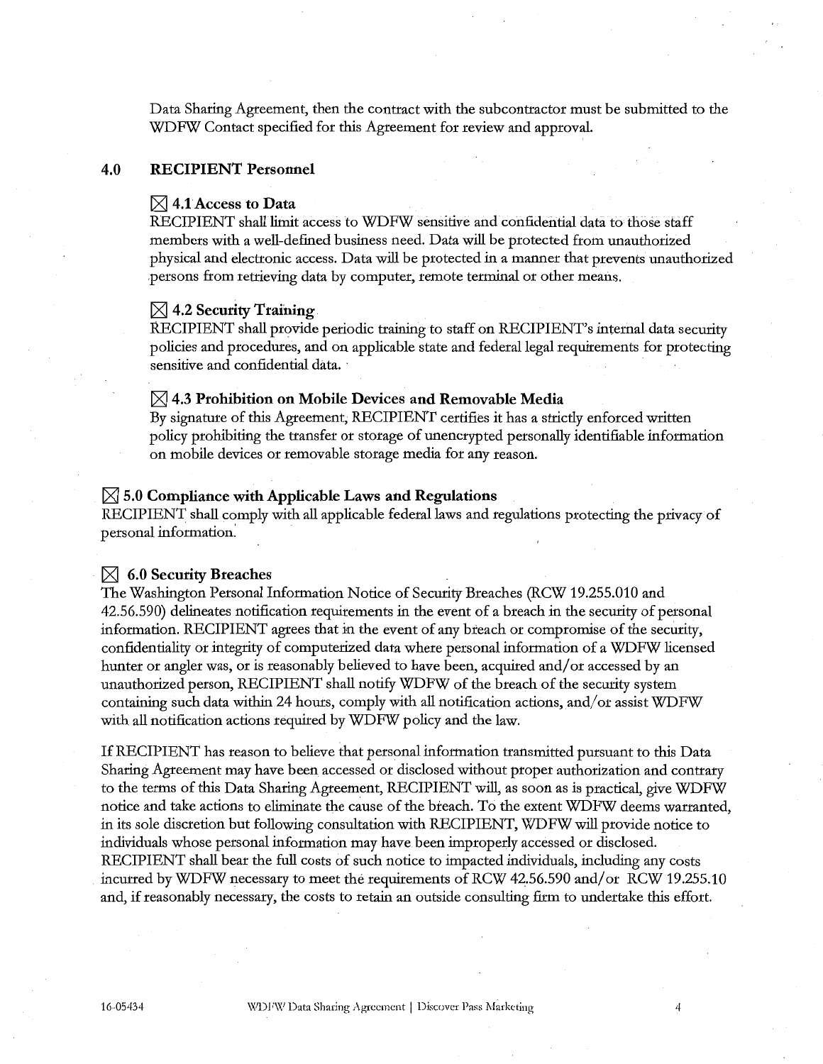Data Sharing Agreement, then the contract with the subcontractor must be submitted to the WDFW Contact specified for this Agreement for review and approval.

## 4.0 RECIPIENT Personnel

### ☒ 4.1 Access to Data

RECIPIENT shall limit access to WDFW sensitive and confidential data to those staff members with a well-defined business need. Data will be protected from unauthorized physical and electronic access. Data will be protected in a manner that prevents unauthorized persons from retrieving data by computer, remote terminal or other means.

### ☒ 4.2 Security Training

RECIPIENT shall provide periodic training to staff on RECIPIENT's internal data security policies and procedures, and on applicable state and federal legal requirements for protecting sensitive and confidential data.

### ☒ 4.3 Prohibition on Mobile Devices and Removable Media

By signature of this Agreement, RECIPIENT certifies it has a strictly enforced written policy prohibiting the transfer or storage of unencrypted personally identifiable information on mobile devices or removable storage media for any reason.

## ☒ 5.0 Compliance with Applicable Laws and Regulations

RECIPIENT shall comply with all applicable federal laws and regulations protecting the privacy of personal information.

## ☒ 6.0 Security Breaches

The Washington Personal Information Notice of Security Breaches (RCW 19.255.010 and 42.56.590) delineates notification requirements in the event of a breach in the security of personal information. RECIPIENT agrees that in the event of any breach or compromise of the security, confidentiality or integrity of computerized data where personal information of a WDFW licensed hunter or angler was, or is reasonably believed to have been, acquired and/or accessed by an unauthorized person, RECIPIENT shall notify WDFW of the breach of the security system containing such data within 24 hours, comply with all notification actions, and/or assist WDFW with all notification actions required by WDFW policy and the law.

If RECIPIENT has reason to believe that personal information transmitted pursuant to this Data Sharing Agreement may have been accessed or disclosed without proper authorization and contrary to the terms of this Data Sharing Agreement, RECIPIENT will, as soon as is practical, give WDFW notice and take actions to eliminate the cause of the breach. To the extent WDFW deems warranted, in its sole discretion but following consultation with RECIPIENT, WDFW will provide notice to individuals whose personal information may have been improperly accessed or disclosed. RECIPIENT shall bear the full costs of such notice to impacted individuals, including any costs incurred by WDFW necessary to meet the requirements of RCW 42.56.590 and/or RCW 19.255.10 and, if reasonably necessary, the costs to retain an outside consulting firm to undertake this effort.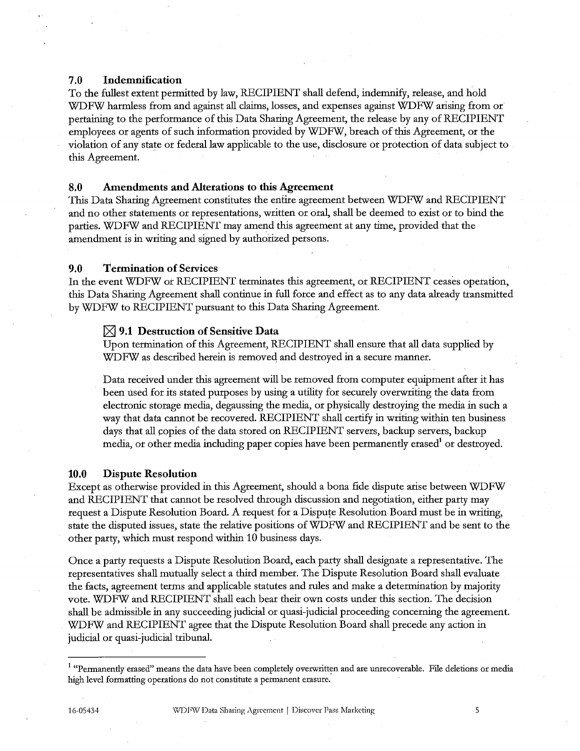### 7.0 Indemnification

To the fullest extent permitted by law, RECIPIENT shall defend, indemnify, release, and hold WDFW harmless from and against all claims, losses, and expenses against WDFW arising from or pertaining to the performance of this Data Sharing Agreement, the release by any of RECIPIENT employees or agents of such information provided by WDFW, breach of this Agreement, or the violation of any state or federal law applicable to the use, disclosure or protection of data subject to this Agreement.

### 8.0 Amendments and Alterations to this Agreement

This Data Sharing Agreement constitutes the entire agreement between WDFW and RECIPIENT and no other statements or representations, written or oral, shall be deemed to exist or to bind the parties. WDFW and RECIPIENT may amend this agreement at any time, provided that the amendment is in writing and signed by authorized persons.

### 9.0 Termination of Services

In the event WDFW or RECIPIENT terminates this agreement, or RECIPIENT ceases operation, this Data Sharing Agreement shall continue in full force and effect as to any data already transmitted by WDFW to RECIPIENT pursuant to this Data Sharing Agreement.

#### ☒ 9.1 Destruction of Sensitive Data

Upon termination of this Agreement, RECIPIENT shall ensure that all data supplied by WDFW as described herein is removed and destroyed in a secure manner.

Data received under this agreement will be removed from computer equipment after it has been used for its stated purposes by using a utility for securely overwriting the data from electronic storage media, degaussing the media, or physically destroying the media in such a way that data cannot be recovered. RECIPIENT shall certify in writing within ten business days that all copies of the data stored on RECIPIENT servers, backup servers, backup media, or other media including paper copies have been permanently erased[1] or destroyed.

### 10.0 Dispute Resolution

Except as otherwise provided in this Agreement, should a bona fide dispute arise between WDFW and RECIPIENT that cannot be resolved through discussion and negotiation, either party may request a Dispute Resolution Board. A request for a Dispute Resolution Board must be in writing, state the disputed issues, state the relative positions of WDFW and RECIPIENT and be sent to the other party, which must respond within 10 business days.

Once a party requests a Dispute Resolution Board, each party shall designate a representative. The representatives shall mutually select a third member. The Dispute Resolution Board shall evaluate the facts, agreement terms and applicable statutes and rules and make a determination by majority vote. WDFW and RECIPIENT shall each bear their own costs under this section. The decision shall be admissible in any succeeding judicial or quasi-judicial proceeding concerning the agreement. WDFW and RECIPIENT agree that the Dispute Resolution Board shall precede any action in judicial or quasi-judicial tribunal.

---

[1] "Permanently erased" means the data have been completely overwritten and are unrecoverable. File deletions or media high level formatting operations do not constitute a permanent erasure.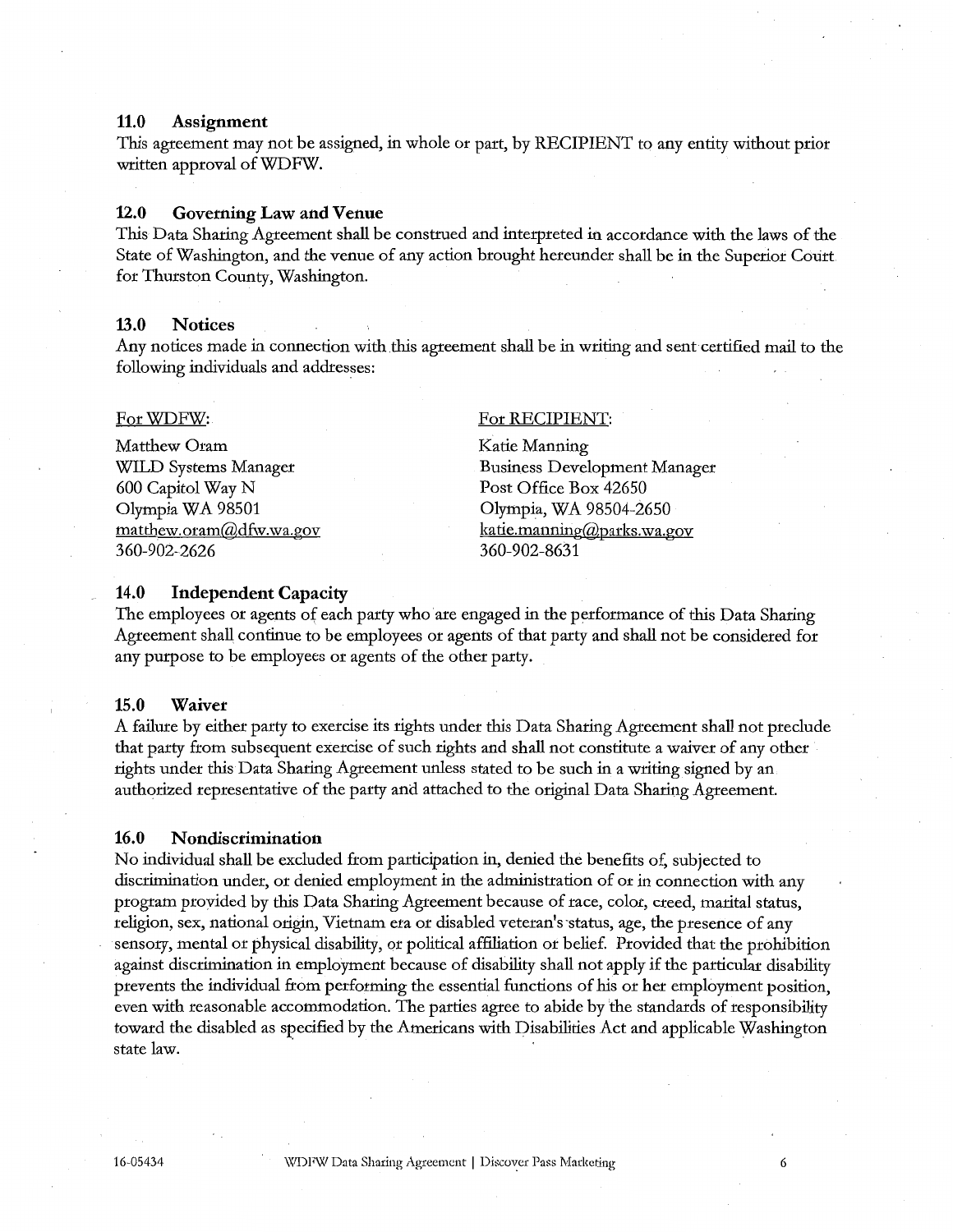### 11.0 Assignment

This agreement may not be assigned, in whole or part, by RECIPIENT to any entity without prior written approval of WDFW.

### 12.0 Governing Law and Venue

This Data Sharing Agreement shall be construed and interpreted in accordance with the laws of the State of Washington, and the venue of any action brought hereunder shall be in the Superior Court for Thurston County, Washington.

### 13.0 Notices

Any notices made in connection with this agreement shall be in writing and sent certified mail to the following individuals and addresses:

For WDFW:

Matthew Oram
WILD Systems Manager
600 Capitol Way N
Olympia WA 98501
matthew.oram@dfw.wa.gov
360-902-2626

For RECIPIENT:

Katie Manning
Business Development Manager
Post Office Box 42650
Olympia, WA 98504-2650
katie.manning@parks.wa.gov
360-902-8631

### 14.0 Independent Capacity

The employees or agents of each party who are engaged in the performance of this Data Sharing Agreement shall continue to be employees or agents of that party and shall not be considered for any purpose to be employees or agents of the other party.

### 15.0 Waiver

A failure by either party to exercise its rights under this Data Sharing Agreement shall not preclude that party from subsequent exercise of such rights and shall not constitute a waiver of any other rights under this Data Sharing Agreement unless stated to be such in a writing signed by an authorized representative of the party and attached to the original Data Sharing Agreement.

### 16.0 Nondiscrimination

No individual shall be excluded from participation in, denied the benefits of, subjected to discrimination under, or denied employment in the administration of or in connection with any program provided by this Data Sharing Agreement because of race, color, creed, marital status, religion, sex, national origin, Vietnam era or disabled veteran's status, age, the presence of any sensory, mental or physical disability, or political affiliation or belief. Provided that the prohibition against discrimination in employment because of disability shall not apply if the particular disability prevents the individual from performing the essential functions of his or her employment position, even with reasonable accommodation. The parties agree to abide by the standards of responsibility toward the disabled as specified by the Americans with Disabilities Act and applicable Washington state law.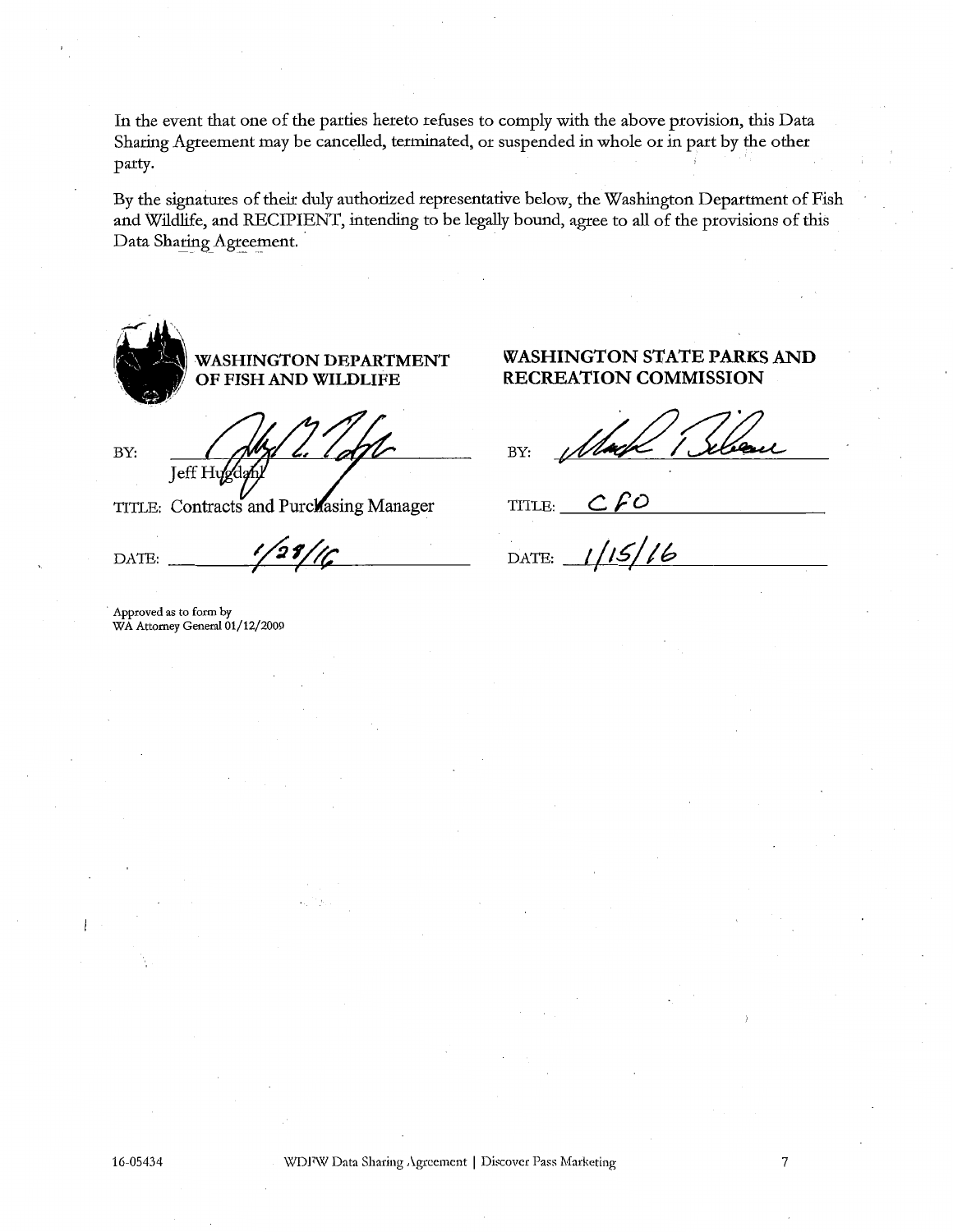In the event that one of the parties hereto refuses to comply with the above provision, this Data Sharing Agreement may be cancelled, terminated, or suspended in whole or in part by the other party.

By the signatures of their duly authorized representative below, the Washington Department of Fish and Wildlife, and RECIPIENT, intending to be legally bound, agree to all of the provisions of this Data Sharing Agreement.

| **WASHINGTON DEPARTMENT OF FISH AND WILDLIFE** | **WASHINGTON STATE PARKS AND RECREATION COMMISSION** |
| --- | --- |
| BY: Jeff Hugdahl | BY: |
| TITLE: Contracts and Purchasing Manager | TITLE: CFO |
| DATE: 1/28/16 | DATE: 1/15/16 |

Approved as to form by
WA Attorney General 01/12/2009

16-05434 WDFW Data Sharing Agreement | Discover Pass Marketing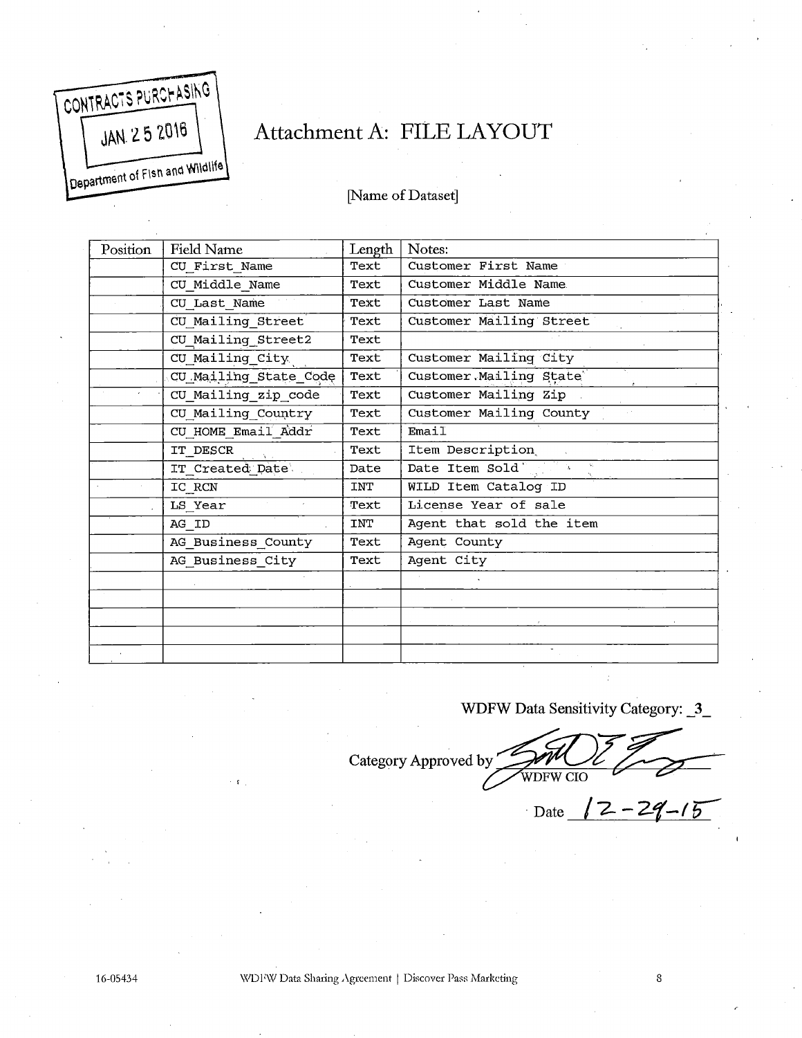CONTRACTS PURCHASING

JAN 25 2016

Department of Fish and Wildlife

# Attachment A: FILE LAYOUT

[Name of Dataset]

| Position | Field Name | Length | Notes: |
|---|---|---|---|
| | CU_First_Name | Text | Customer First Name |
| | CU_Middle_Name | Text | Customer Middle Name |
| | CU_Last_Name | Text | Customer Last Name |
| | CU_Mailing_Street | Text | Customer Mailing Street |
| | CU_Mailing_Street2 | Text | |
| | CU_Mailing_City | Text | Customer Mailing City |
| | CU_Mailing_State_Code | Text | Customer Mailing State |
| | CU_Mailing_zip_code | Text | Customer Mailing Zip |
| | CU_Mailing_Country | Text | Customer Mailing County |
| | CU_HOME_Email_Addr | Text | Email |
| | IT_DESCR | Text | Item Description |
| | IT_Created_Date | Date | Date Item Sold |
| | IC_RCN | INT | WILD Item Catalog ID |
| | LS_Year | Text | License Year of sale |
| | AG_ID | INT | Agent that sold the item |
| | AG_Business_County | Text | Agent County |
| | AG_Business_City | Text | Agent City |
| | | | |
| | | | |
| | | | |
| | | | |
| | | | |

WDFW Data Sensitivity Category: _3_

Category Approved by [signature]
WDFW CIO

Date 12-29-15

16-05434 WDFW Data Sharing Agreement | Discover Pass Marketing